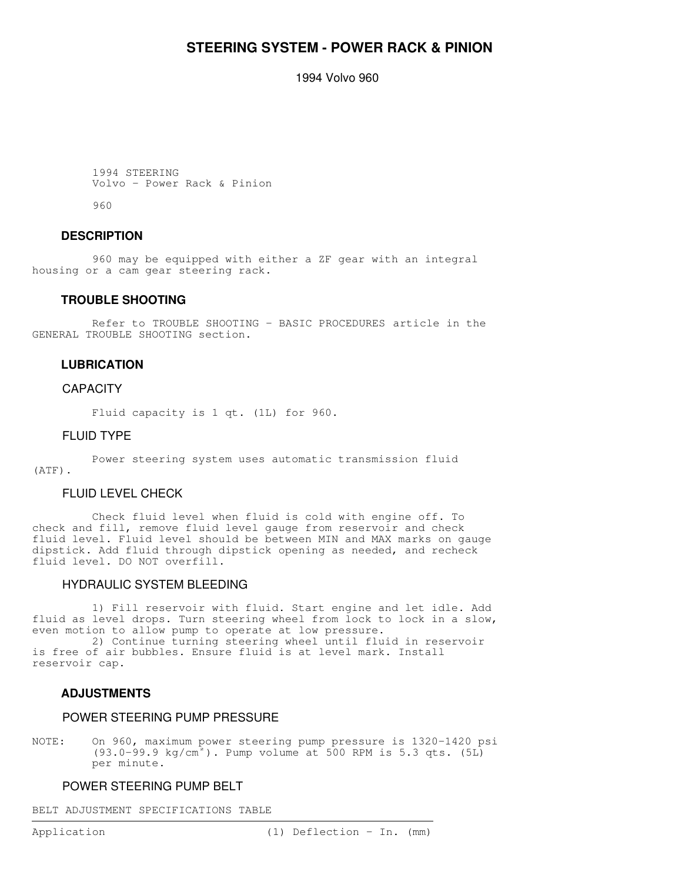# STEERING SYSTEM - POWER RACK & PINION

1994 Volvo 960

1994 STEERING
Volvo - Power Rack & Pinion

960

## DESCRIPTION

960 may be equipped with either a ZF gear with an integral housing or a cam gear steering rack.

## TROUBLE SHOOTING

Refer to TROUBLE SHOOTING - BASIC PROCEDURES article in the GENERAL TROUBLE SHOOTING section.

## LUBRICATION

### CAPACITY

Fluid capacity is 1 qt. (1L) for 960.

### FLUID TYPE

Power steering system uses automatic transmission fluid (ATF).

### FLUID LEVEL CHECK

Check fluid level when fluid is cold with engine off. To check and fill, remove fluid level gauge from reservoir and check fluid level. Fluid level should be between MIN and MAX marks on gauge dipstick. Add fluid through dipstick opening as needed, and recheck fluid level. DO NOT overfill.

### HYDRAULIC SYSTEM BLEEDING

1) Fill reservoir with fluid. Start engine and let idle. Add fluid as level drops. Turn steering wheel from lock to lock in a slow, even motion to allow pump to operate at low pressure.

2) Continue turning steering wheel until fluid in reservoir is free of air bubbles. Ensure fluid is at level mark. Install reservoir cap.

## ADJUSTMENTS

### POWER STEERING PUMP PRESSURE

NOTE: On 960, maximum power steering pump pressure is 1320-1420 psi ($93.0-99.9\ kg/cm^2$). Pump volume at 500 RPM is 5.3 qts. (5L) per minute.

### POWER STEERING PUMP BELT

BELT ADJUSTMENT SPECIFICATIONS TABLE

| Application | (1) Deflection - In. (mm) |
|---|---|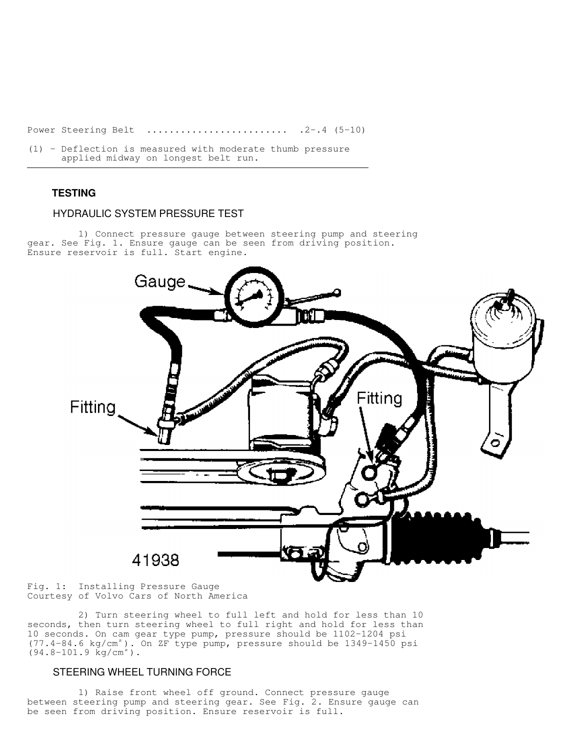Power Steering Belt ........................ .2-.4 (5-10)

(1) - Deflection is measured with moderate thumb pressure applied midway on longest belt run.

---

## TESTING

### HYDRAULIC SYSTEM PRESSURE TEST

1) Connect pressure gauge between steering pump and steering gear. See Fig. 1. Ensure gauge can be seen from driving position. Ensure reservoir is full. Start engine.

Fig. 1: Installing Pressure Gauge
Courtesy of Volvo Cars of North America

2) Turn steering wheel to full left and hold for less than 10 seconds, then turn steering wheel to full right and hold for less than 10 seconds. On cam gear type pump, pressure should be 1102-1204 psi (77.4-84.6 kg/cm²). On ZF type pump, pressure should be 1349-1450 psi (94.8-101.9 kg/cm²).

### STEERING WHEEL TURNING FORCE

1) Raise front wheel off ground. Connect pressure gauge between steering pump and steering gear. See Fig. 2. Ensure gauge can be seen from driving position. Ensure reservoir is full.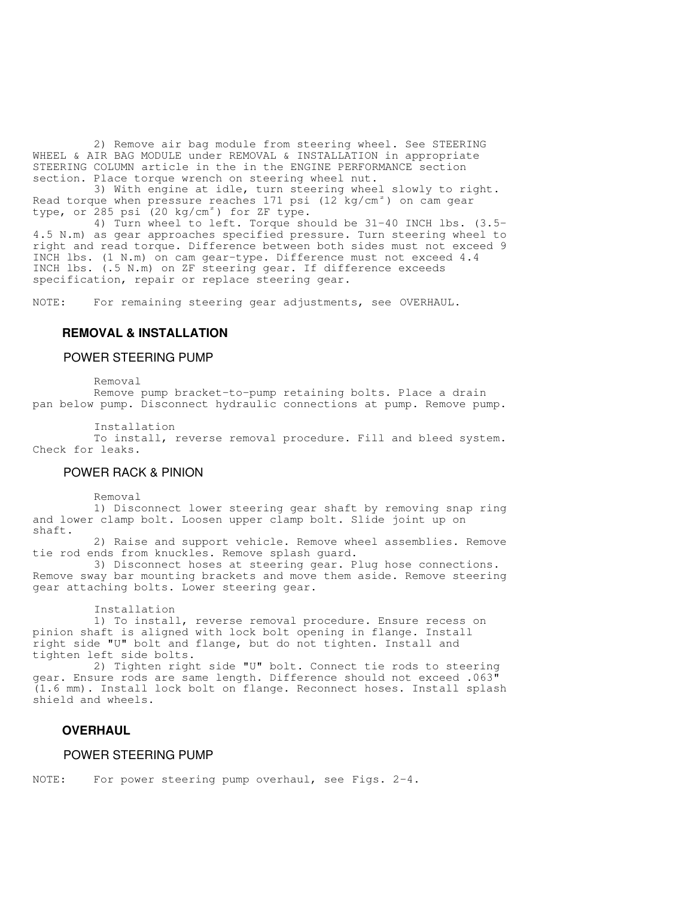2) Remove air bag module from steering wheel. See STEERING WHEEL & AIR BAG MODULE under REMOVAL & INSTALLATION in appropriate STEERING COLUMN article in the in the ENGINE PERFORMANCE section section. Place torque wrench on steering wheel nut.

3) With engine at idle, turn steering wheel slowly to right. Read torque when pressure reaches 171 psi (12 $kg/cm^2$) on cam gear type, or 285 psi (20 $kg/cm^2$) for ZF type.

4) Turn wheel to left. Torque should be 31-40 INCH lbs. (3.5-4.5 N.m) as gear approaches specified pressure. Turn steering wheel to right and read torque. Difference between both sides must not exceed 9 INCH lbs. (1 N.m) on cam gear-type. Difference must not exceed 4.4 INCH lbs. (.5 N.m) on ZF steering gear. If difference exceeds specification, repair or replace steering gear.

NOTE: For remaining steering gear adjustments, see OVERHAUL.

## REMOVAL & INSTALLATION

### POWER STEERING PUMP

Removal

Remove pump bracket-to-pump retaining bolts. Place a drain pan below pump. Disconnect hydraulic connections at pump. Remove pump.

Installation

To install, reverse removal procedure. Fill and bleed system. Check for leaks.

### POWER RACK & PINION

Removal

1) Disconnect lower steering gear shaft by removing snap ring and lower clamp bolt. Loosen upper clamp bolt. Slide joint up on shaft.

2) Raise and support vehicle. Remove wheel assemblies. Remove tie rod ends from knuckles. Remove splash guard.

3) Disconnect hoses at steering gear. Plug hose connections. Remove sway bar mounting brackets and move them aside. Remove steering gear attaching bolts. Lower steering gear.

Installation

1) To install, reverse removal procedure. Ensure recess on pinion shaft is aligned with lock bolt opening in flange. Install right side "U" bolt and flange, but do not tighten. Install and tighten left side bolts.

2) Tighten right side "U" bolt. Connect tie rods to steering gear. Ensure rods are same length. Difference should not exceed .063" (1.6 mm). Install lock bolt on flange. Reconnect hoses. Install splash shield and wheels.

## OVERHAUL

### POWER STEERING PUMP

NOTE: For power steering pump overhaul, see Figs. 2-4.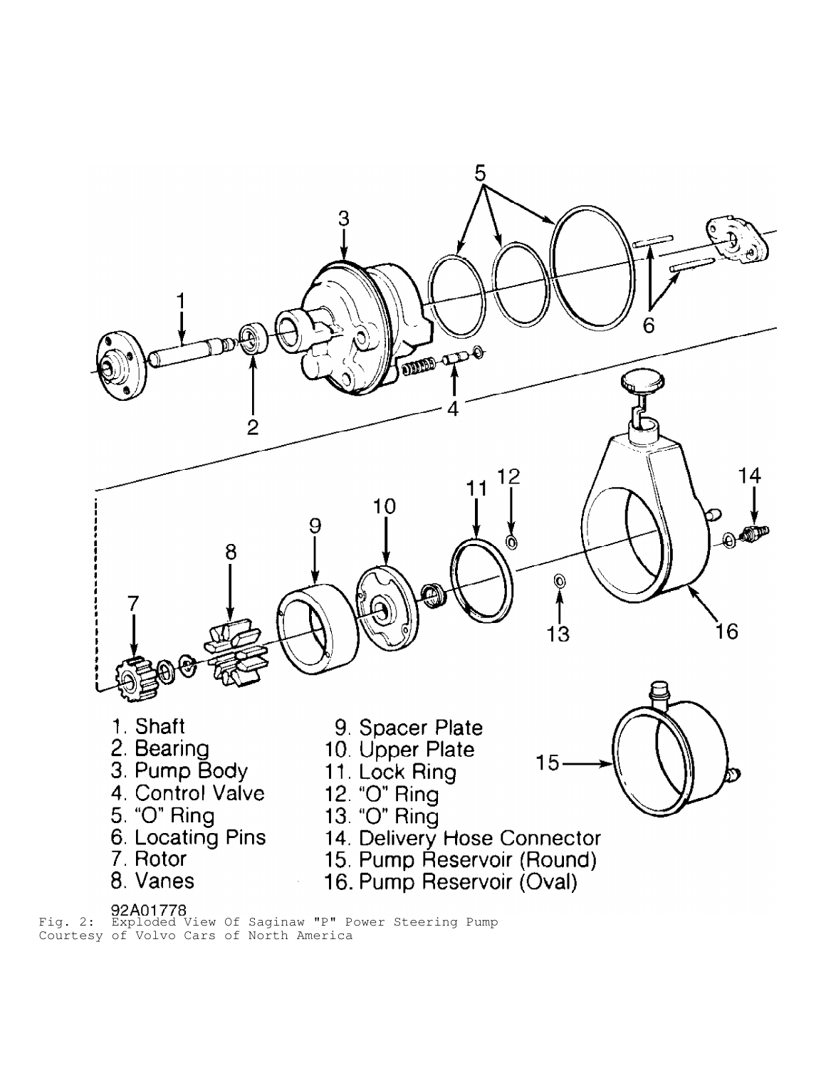1. Shaft
2. Bearing
3. Pump Body
4. Control Valve
5. "O" Ring
6. Locating Pins
7. Rotor
8. Vanes
9. Spacer Plate
10. Upper Plate
11. Lock Ring
12. "O" Ring
13. "O" Ring
14. Delivery Hose Connector
15. Pump Reservoir (Round)
16. Pump Reservoir (Oval)

92A01778

Fig. 2: Exploded View Of Saginaw "P" Power Steering Pump
Courtesy of Volvo Cars of North America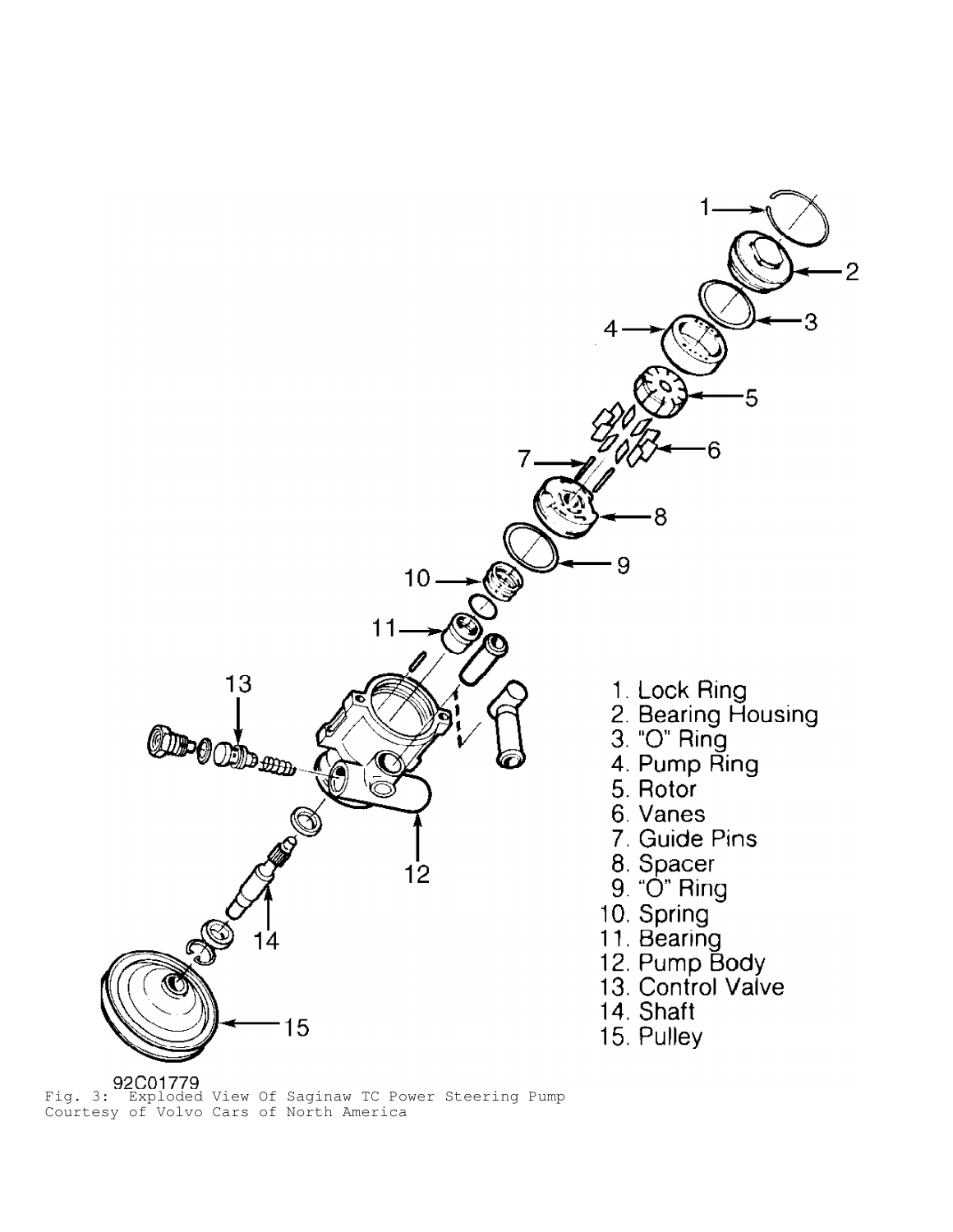1. Lock Ring
2. Bearing Housing
3. "O" Ring
4. Pump Ring
5. Rotor
6. Vanes
7. Guide Pins
8. Spacer
9. "O" Ring
10. Spring
11. Bearing
12. Pump Body
13. Control Valve
14. Shaft
15. Pulley

92C01779

Fig. 3: Exploded View Of Saginaw TC Power Steering Pump
Courtesy of Volvo Cars of North America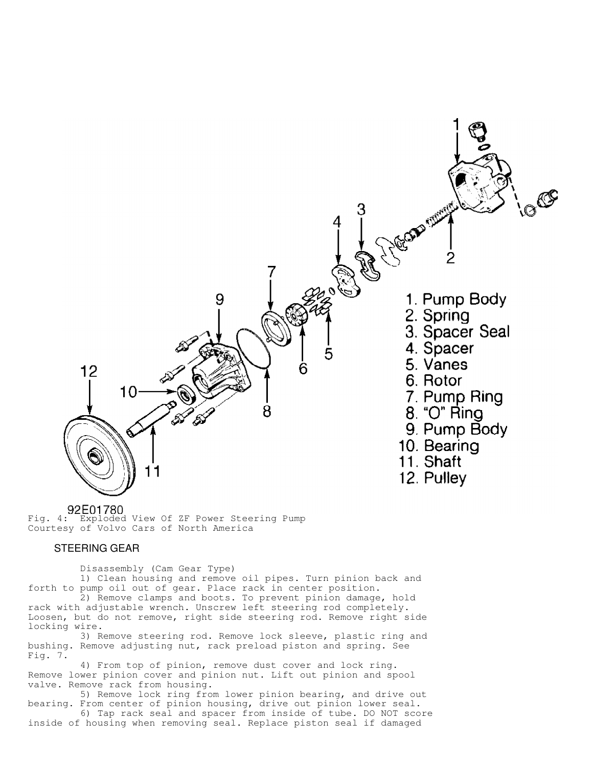Fig. 4: Exploded View Of ZF Power Steering Pump
Courtesy of Volvo Cars of North America

## STEERING GEAR

Disassembly (Cam Gear Type)

1) Clean housing and remove oil pipes. Turn pinion back and forth to pump oil out of gear. Place rack in center position.

2) Remove clamps and boots. To prevent pinion damage, hold rack with adjustable wrench. Unscrew left steering rod completely. Loosen, but do not remove, right side steering rod. Remove right side locking wire.

3) Remove steering rod. Remove lock sleeve, plastic ring and bushing. Remove adjusting nut, rack preload piston and spring. See Fig. 7.

4) From top of pinion, remove dust cover and lock ring. Remove lower pinion cover and pinion nut. Lift out pinion and spool valve. Remove rack from housing.

5) Remove lock ring from lower pinion bearing, and drive out bearing. From center of pinion housing, drive out pinion lower seal.

6) Tap rack seal and spacer from inside of tube. DO NOT score inside of housing when removing seal. Replace piston seal if damaged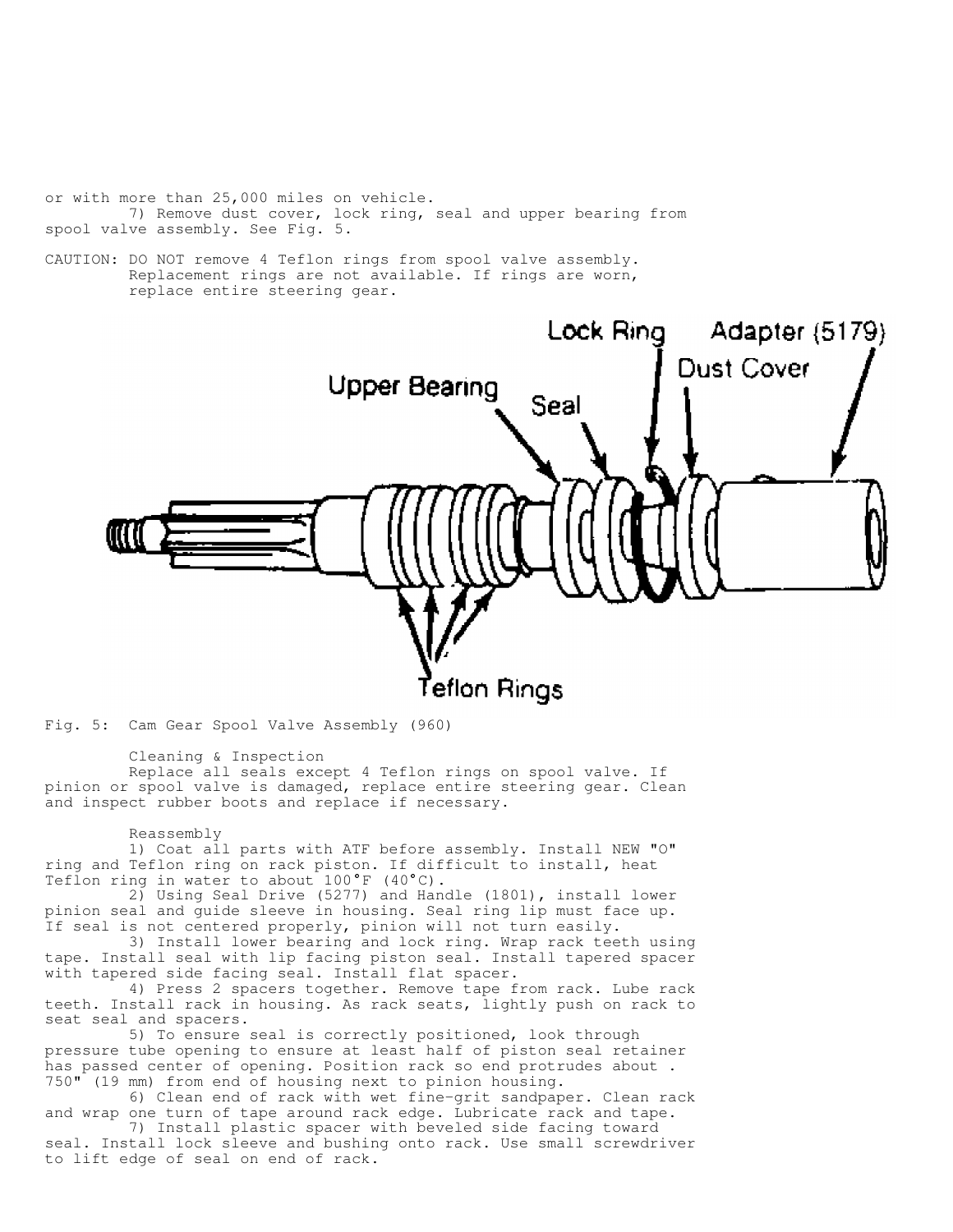or with more than 25,000 miles on vehicle.

7) Remove dust cover, lock ring, seal and upper bearing from spool valve assembly. See Fig. 5.

CAUTION: DO NOT remove 4 Teflon rings from spool valve assembly. Replacement rings are not available. If rings are worn, replace entire steering gear.

Fig. 5: Cam Gear Spool Valve Assembly (960)

### Cleaning & Inspection

Replace all seals except 4 Teflon rings on spool valve. If pinion or spool valve is damaged, replace entire steering gear. Clean and inspect rubber boots and replace if necessary.

### Reassembly

1) Coat all parts with ATF before assembly. Install NEW "O" ring and Teflon ring on rack piston. If difficult to install, heat Teflon ring in water to about 100°F (40°C).

2) Using Seal Drive (5277) and Handle (1801), install lower pinion seal and guide sleeve in housing. Seal ring lip must face up. If seal is not centered properly, pinion will not turn easily.

3) Install lower bearing and lock ring. Wrap rack teeth using tape. Install seal with lip facing piston seal. Install tapered spacer with tapered side facing seal. Install flat spacer.

4) Press 2 spacers together. Remove tape from rack. Lube rack teeth. Install rack in housing. As rack seats, lightly push on rack to seat seal and spacers.

5) To ensure seal is correctly positioned, look through pressure tube opening to ensure at least half of piston seal retainer has passed center of opening. Position rack so end protrudes about .750" (19 mm) from end of housing next to pinion housing.

6) Clean end of rack with wet fine-grit sandpaper. Clean rack and wrap one turn of tape around rack edge. Lubricate rack and tape.

7) Install plastic spacer with beveled side facing toward seal. Install lock sleeve and bushing onto rack. Use small screwdriver to lift edge of seal on end of rack.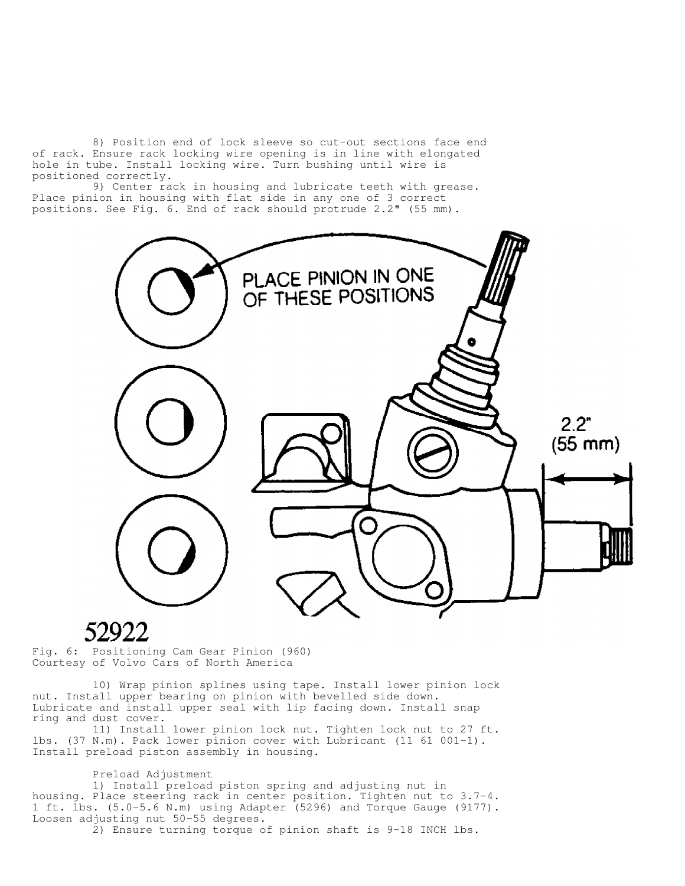8) Position end of lock sleeve so cut-out sections face end of rack. Ensure rack locking wire opening is in line with elongated hole in tube. Install locking wire. Turn bushing until wire is positioned correctly.

9) Center rack in housing and lubricate teeth with grease. Place pinion in housing with flat side in any one of 3 correct positions. See Fig. 6. End of rack should protrude 2.2" (55 mm).

Fig. 6: Positioning Cam Gear Pinion (960)
Courtesy of Volvo Cars of North America

10) Wrap pinion splines using tape. Install lower pinion lock nut. Install upper bearing on pinion with bevelled side down. Lubricate and install upper seal with lip facing down. Install snap ring and dust cover.

11) Install lower pinion lock nut. Tighten lock nut to 27 ft. lbs. (37 N.m). Pack lower pinion cover with Lubricant (11 61 001-1). Install preload piston assembly in housing.

Preload Adjustment

1) Install preload piston spring and adjusting nut in housing. Place steering rack in center position. Tighten nut to 3.7-4.1 ft. lbs. (5.0-5.6 N.m) using Adapter (5296) and Torque Gauge (9177). Loosen adjusting nut 50-55 degrees.

2) Ensure turning torque of pinion shaft is 9-18 INCH lbs.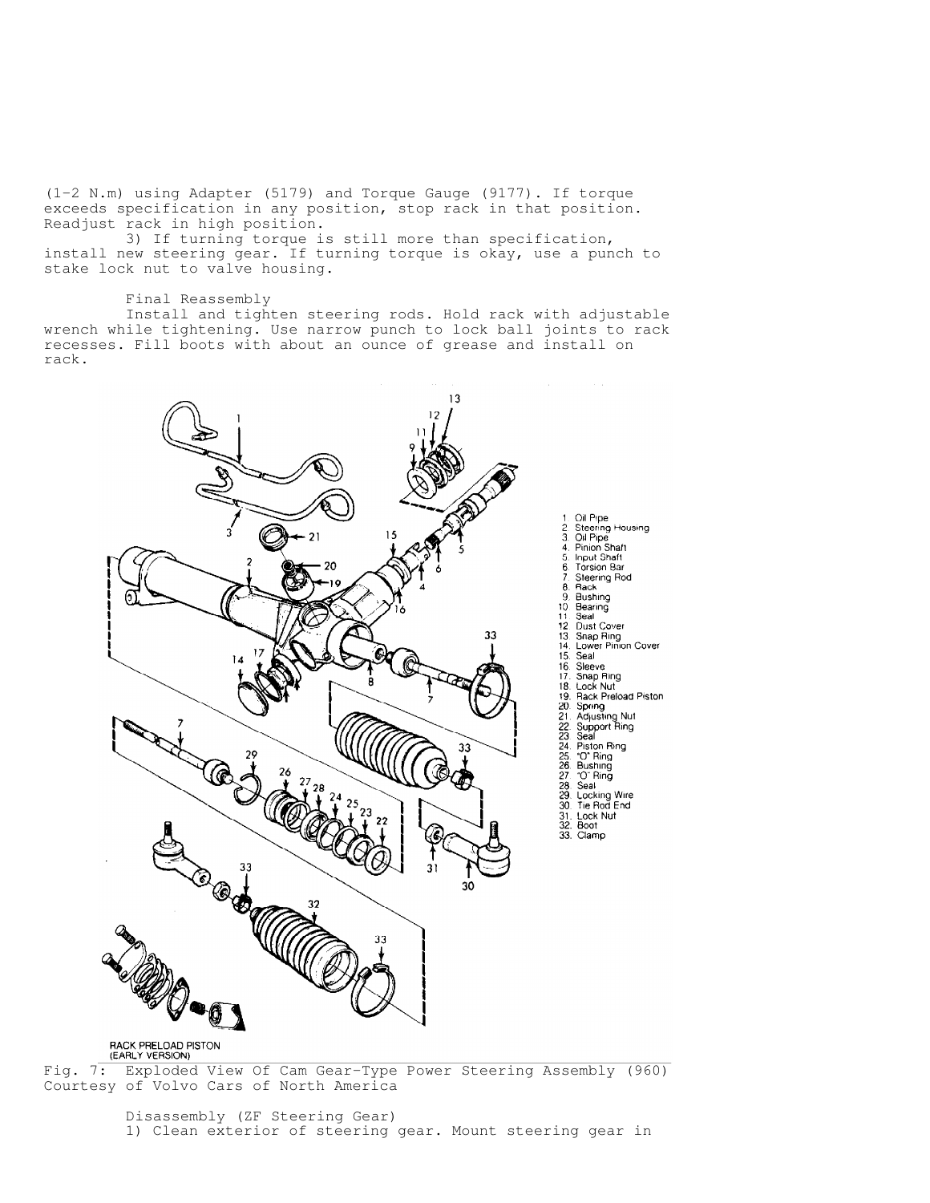(1-2 N.m) using Adapter (5179) and Torque Gauge (9177). If torque exceeds specification in any position, stop rack in that position. Readjust rack in high position.

3) If turning torque is still more than specification, install new steering gear. If turning torque is okay, use a punch to stake lock nut to valve housing.

### Final Reassembly

Install and tighten steering rods. Hold rack with adjustable wrench while tightening. Use narrow punch to lock ball joints to rack recesses. Fill boots with about an ounce of grease and install on rack.

1. Oil Pipe
2. Steering Housing
3. Oil Pipe
4. Pinion Shaft
5. Input Shaft
6. Torsion Bar
7. Steering Rod
8. Rack
9. Bushing
10. Bearing
11. Seal
12. Dust Cover
13. Snap Ring
14. Lower Pinion Cover
15. Seal
16. Sleeve
17. Snap Ring
18. Lock Nut
19. Rack Preload Piston
20. Spring
21. Adjusting Nut
22. Support Ring
23. Seal
24. Piston Ring
25. "O" Ring
26. Bushing
27. "O" Ring
28. Seal
29. Locking Wire
30. Tie Rod End
31. Lock Nut
32. Boot
33. Clamp

RACK PRELOAD PISTON (EARLY VERSION)

Fig. 7: Exploded View Of Cam Gear-Type Power Steering Assembly (960)
Courtesy of Volvo Cars of North America

### Disassembly (ZF Steering Gear)

1) Clean exterior of steering gear. Mount steering gear in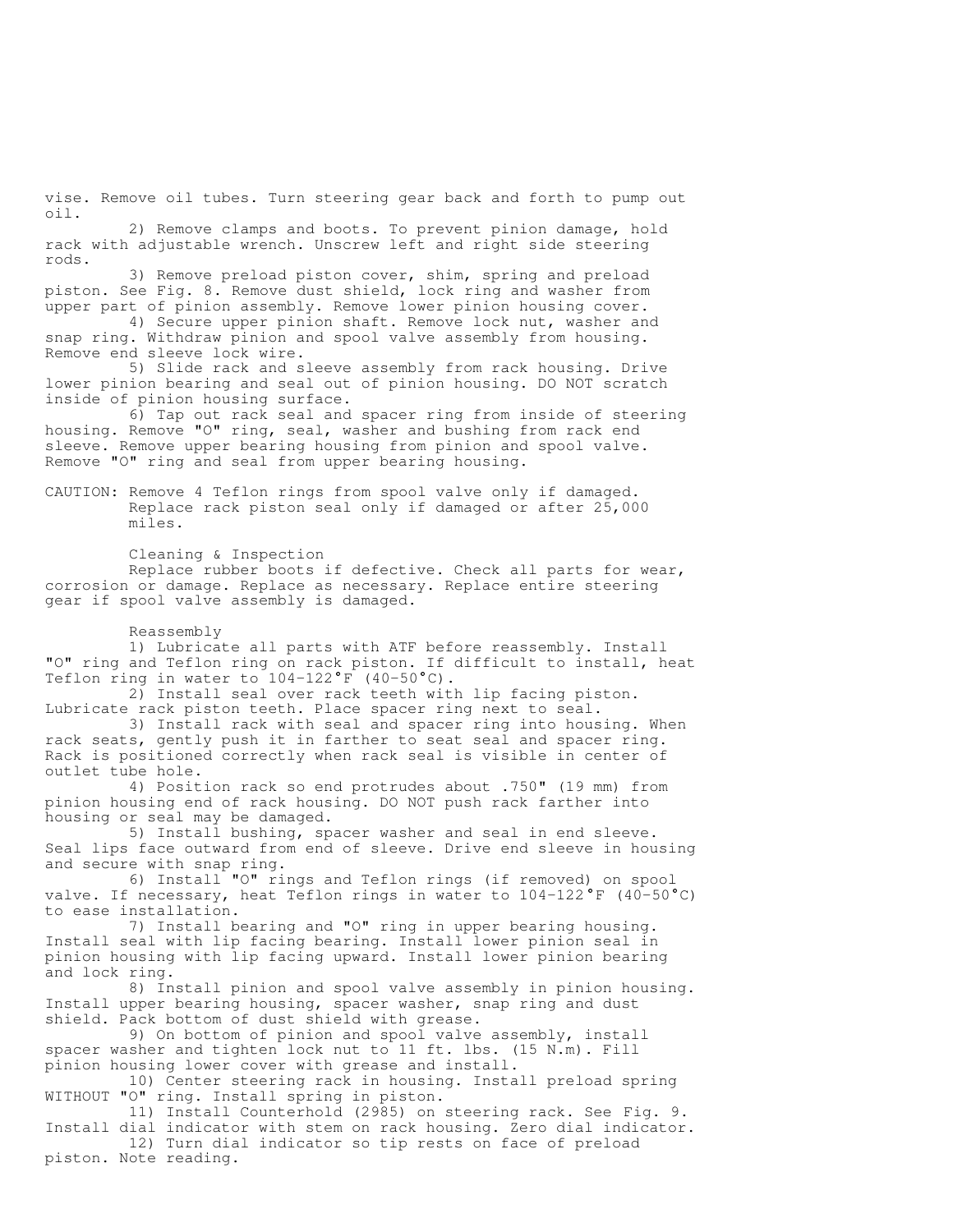vise. Remove oil tubes. Turn steering gear back and forth to pump out oil.

2) Remove clamps and boots. To prevent pinion damage, hold rack with adjustable wrench. Unscrew left and right side steering rods.

3) Remove preload piston cover, shim, spring and preload piston. See Fig. 8. Remove dust shield, lock ring and washer from upper part of pinion assembly. Remove lower pinion housing cover.

4) Secure upper pinion shaft. Remove lock nut, washer and snap ring. Withdraw pinion and spool valve assembly from housing. Remove end sleeve lock wire.

5) Slide rack and sleeve assembly from rack housing. Drive lower pinion bearing and seal out of pinion housing. DO NOT scratch inside of pinion housing surface.

6) Tap out rack seal and spacer ring from inside of steering housing. Remove "O" ring, seal, washer and bushing from rack end sleeve. Remove upper bearing housing from pinion and spool valve. Remove "O" ring and seal from upper bearing housing.

CAUTION: Remove 4 Teflon rings from spool valve only if damaged. Replace rack piston seal only if damaged or after 25,000 miles.

### Cleaning & Inspection

Replace rubber boots if defective. Check all parts for wear, corrosion or damage. Replace as necessary. Replace entire steering gear if spool valve assembly is damaged.

### Reassembly

1) Lubricate all parts with ATF before reassembly. Install "O" ring and Teflon ring on rack piston. If difficult to install, heat Teflon ring in water to 104-122°F (40-50°C).

2) Install seal over rack teeth with lip facing piston. Lubricate rack piston teeth. Place spacer ring next to seal.

3) Install rack with seal and spacer ring into housing. When rack seats, gently push it in farther to seat seal and spacer ring. Rack is positioned correctly when rack seal is visible in center of outlet tube hole.

4) Position rack so end protrudes about .750" (19 mm) from pinion housing end of rack housing. DO NOT push rack farther into housing or seal may be damaged.

5) Install bushing, spacer washer and seal in end sleeve. Seal lips face outward from end of sleeve. Drive end sleeve in housing and secure with snap ring.

6) Install "O" rings and Teflon rings (if removed) on spool valve. If necessary, heat Teflon rings in water to 104-122°F (40-50°C) to ease installation.

7) Install bearing and "O" ring in upper bearing housing. Install seal with lip facing bearing. Install lower pinion seal in pinion housing with lip facing upward. Install lower pinion bearing and lock ring.

8) Install pinion and spool valve assembly in pinion housing. Install upper bearing housing, spacer washer, snap ring and dust shield. Pack bottom of dust shield with grease.

9) On bottom of pinion and spool valve assembly, install spacer washer and tighten lock nut to 11 ft. lbs. (15 N.m). Fill pinion housing lower cover with grease and install.

10) Center steering rack in housing. Install preload spring WITHOUT "O" ring. Install spring in piston.

11) Install Counterhold (2985) on steering rack. See Fig. 9. Install dial indicator with stem on rack housing. Zero dial indicator.

12) Turn dial indicator so tip rests on face of preload piston. Note reading.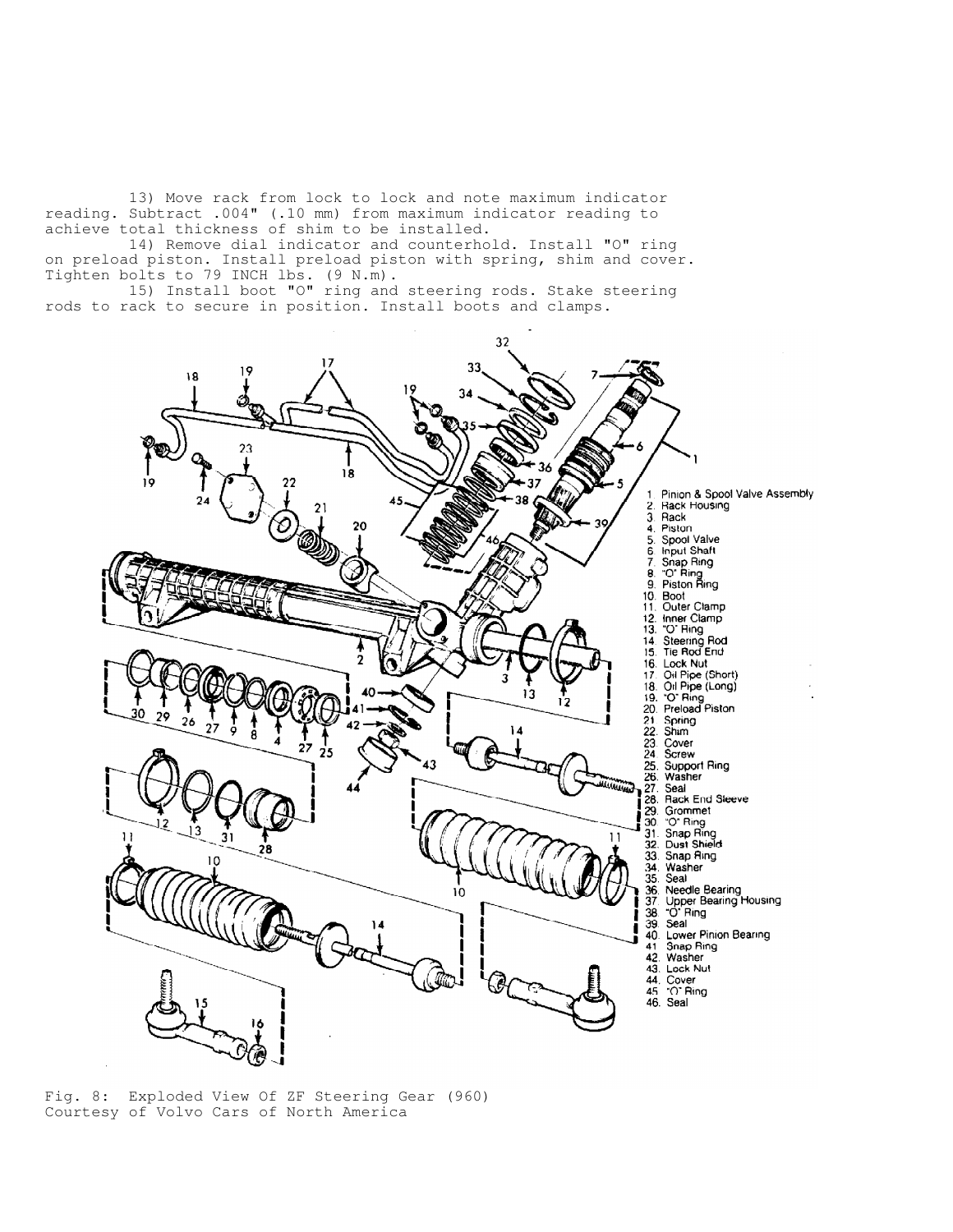13) Move rack from lock to lock and note maximum indicator reading. Subtract .004" (.10 mm) from maximum indicator reading to achieve total thickness of shim to be installed.

14) Remove dial indicator and counterhold. Install "O" ring on preload piston. Install preload piston with spring, shim and cover. Tighten bolts to 79 INCH lbs. (9 N.m).

15) Install boot "O" ring and steering rods. Stake steering rods to rack to secure in position. Install boots and clamps.

1. Pinion & Spool Valve Assembly
2. Rack Housing
3. Rack
4. Piston
5. Spool Valve
6. Input Shaft
7. Snap Ring
8. "O" Ring
9. Piston Ring
10. Boot
11. Outer Clamp
12. Inner Clamp
13. "O" Ring
14. Steering Rod
15. Tie Rod End
16. Lock Nut
17. Oil Pipe (Short)
18. Oil Pipe (Long)
19. "O" Ring
20. Preload Piston
21. Spring
22. Shim
23. Cover
24. Screw
25. Support Ring
26. Washer
27. Seal
28. Rack End Sleeve
29. Grommet
30. "O" Ring
31. Snap Ring
32. Dust Shield
33. Snap Ring
34. Washer
35. Seal
36. Needle Bearing
37. Upper Bearing Housing
38. "O" Ring
39. Seal
40. Lower Pinion Bearing
41. Snap Ring
42. Washer
43. Lock Nut
44. Cover
45. "O" Ring
46. Seal

Fig. 8: Exploded View Of ZF Steering Gear (960)
Courtesy of Volvo Cars of North America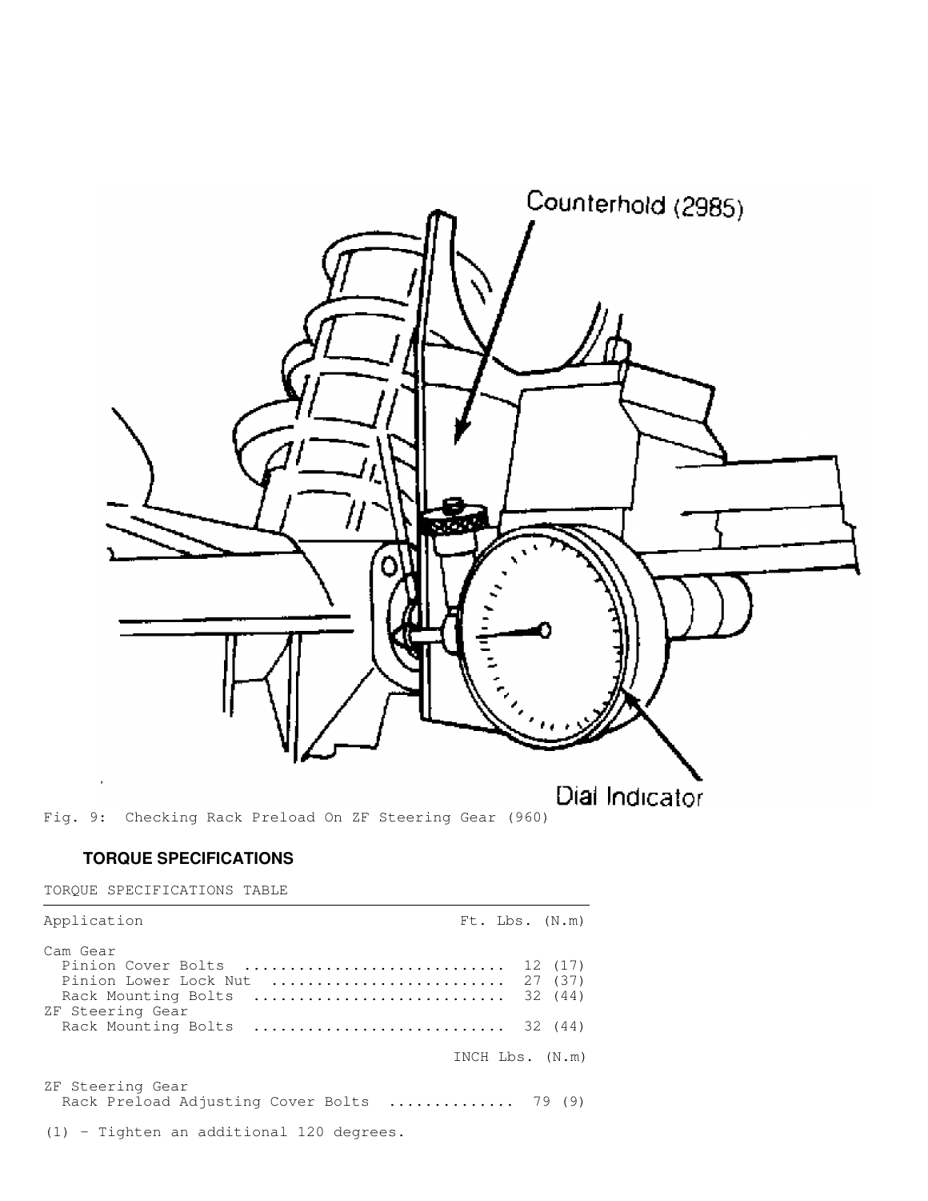Counterhold (2985)

Dial Indicator

Fig. 9: Checking Rack Preload On ZF Steering Gear (960)

## TORQUE SPECIFICATIONS

TORQUE SPECIFICATIONS TABLE

| Application | Ft. Lbs. (N.m) |
|---|---|
| Cam Gear | |
| Pinion Cover Bolts | 12 (17) |
| Pinion Lower Lock Nut | 27 (37) |
| Rack Mounting Bolts | 32 (44) |
| ZF Steering Gear | |
| Rack Mounting Bolts | 32 (44) |
| | INCH Lbs. (N.m) |
| ZF Steering Gear | |
| Rack Preload Adjusting Cover Bolts | 79 (9) |

(1) - Tighten an additional 120 degrees.